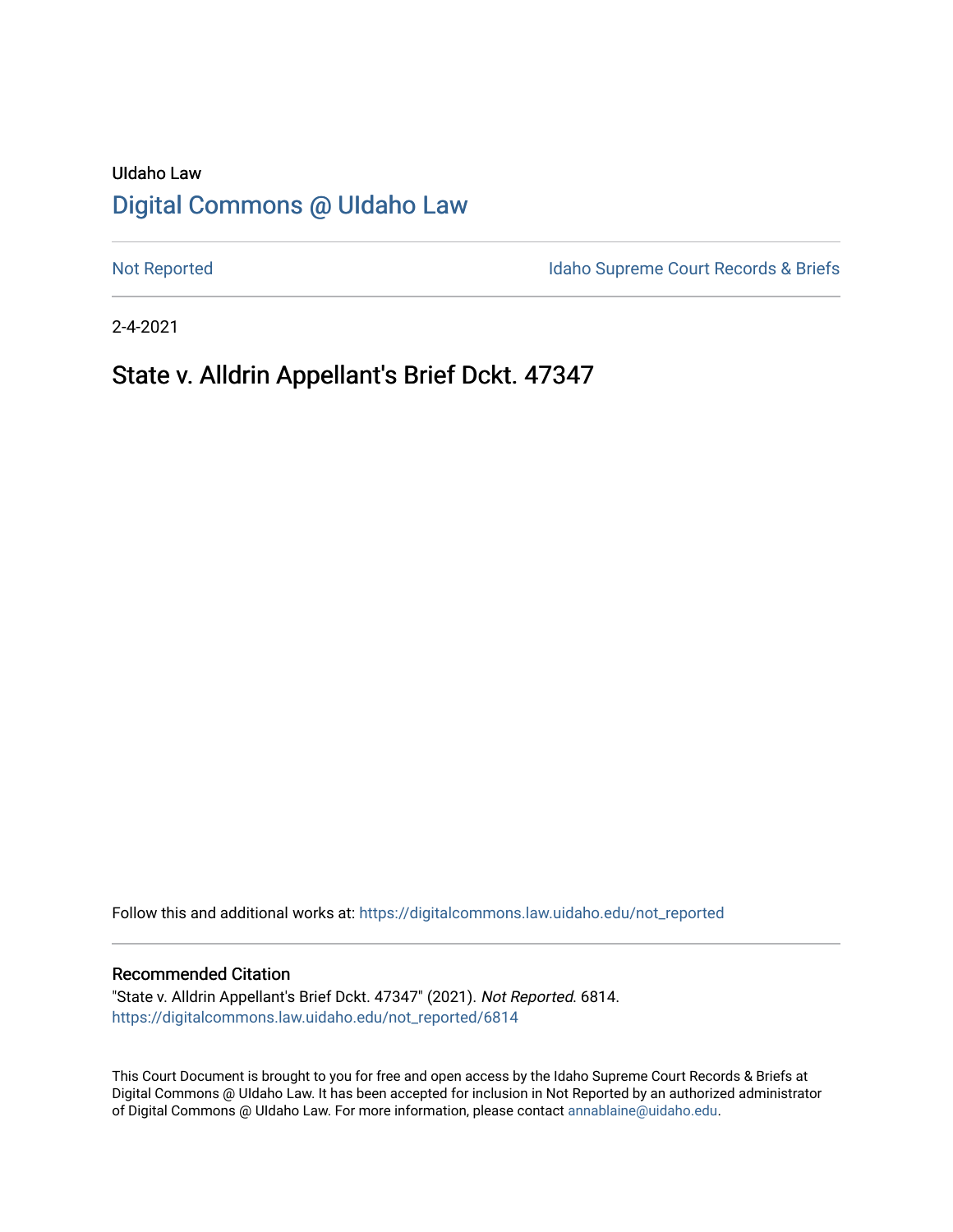UIdaho Law

# Digital Commons @ UIdaho Law

Not Reported | Idaho Supreme Court Records & Briefs

2-4-2021

## State v. Alldrin Appellant's Brief Dckt. 47347

Follow this and additional works at: https://digitalcommons.law.uidaho.edu/not_reported

### Recommended Citation

"State v. Alldrin Appellant's Brief Dckt. 47347" (2021). *Not Reported*. 6814.
https://digitalcommons.law.uidaho.edu/not_reported/6814

This Court Document is brought to you for free and open access by the Idaho Supreme Court Records & Briefs at Digital Commons @ UIdaho Law. It has been accepted for inclusion in Not Reported by an authorized administrator of Digital Commons @ UIdaho Law. For more information, please contact annablaine@uidaho.edu.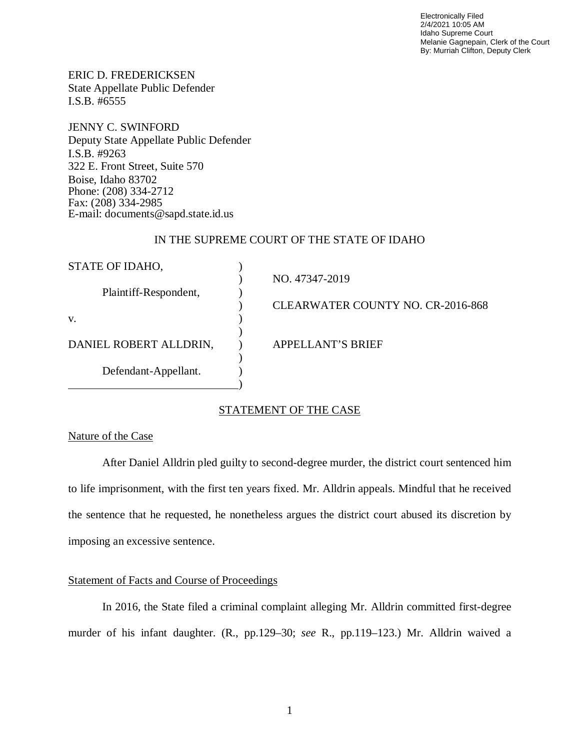Electronically Filed
2/4/2021 10:05 AM
Idaho Supreme Court
Melanie Gagnepain, Clerk of the Court
By: Murriah Clifton, Deputy Clerk

ERIC D. FREDERICKSEN
State Appellate Public Defender
I.S.B. #6555

JENNY C. SWINFORD
Deputy State Appellate Public Defender
I.S.B. #9263
322 E. Front Street, Suite 570
Boise, Idaho 83702
Phone: (208) 334-2712
Fax: (208) 334-2985
E-mail: documents@sapd.state.id.us

IN THE SUPREME COURT OF THE STATE OF IDAHO

| | |
|---|---|
| STATE OF IDAHO, | NO. 47347-2019 |
| Plaintiff-Respondent, | CLEARWATER COUNTY NO. CR-2016-868 |
| v. | |
| DANIEL ROBERT ALLDRIN, | APPELLANT'S BRIEF |
| Defendant-Appellant. | |

## STATEMENT OF THE CASE

### Nature of the Case

After Daniel Alldrin pled guilty to second-degree murder, the district court sentenced him to life imprisonment, with the first ten years fixed. Mr. Alldrin appeals. Mindful that he received the sentence that he requested, he nonetheless argues the district court abused its discretion by imposing an excessive sentence.

### Statement of Facts and Course of Proceedings

In 2016, the State filed a criminal complaint alleging Mr. Alldrin committed first-degree murder of his infant daughter. (R., pp.129–30; *see* R., pp.119–123.) Mr. Alldrin waived a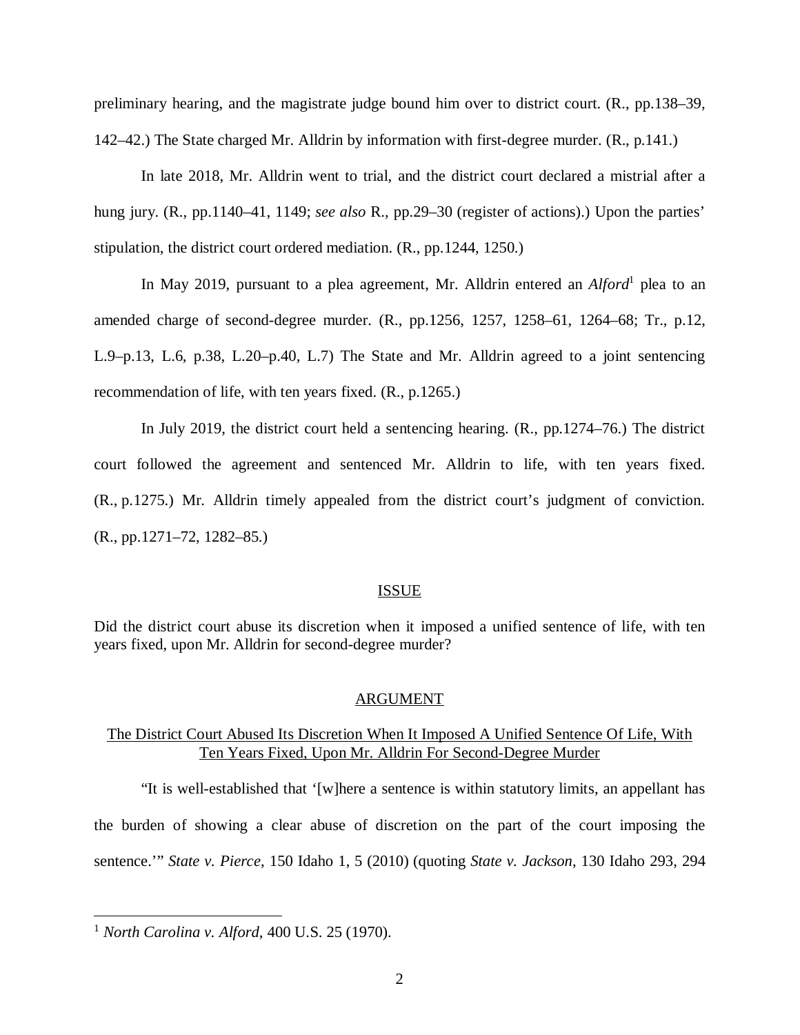preliminary hearing, and the magistrate judge bound him over to district court. (R., pp.138–39, 142–42.) The State charged Mr. Alldrin by information with first-degree murder. (R., p.141.)

In late 2018, Mr. Alldrin went to trial, and the district court declared a mistrial after a hung jury. (R., pp.1140–41, 1149; *see also* R., pp.29–30 (register of actions).) Upon the parties' stipulation, the district court ordered mediation. (R., pp.1244, 1250.)

In May 2019, pursuant to a plea agreement, Mr. Alldrin entered an *Alford*[1] plea to an amended charge of second-degree murder. (R., pp.1256, 1257, 1258–61, 1264–68; Tr., p.12, L.9–p.13, L.6, p.38, L.20–p.40, L.7) The State and Mr. Alldrin agreed to a joint sentencing recommendation of life, with ten years fixed. (R., p.1265.)

In July 2019, the district court held a sentencing hearing. (R., pp.1274–76.) The district court followed the agreement and sentenced Mr. Alldrin to life, with ten years fixed. (R., p.1275.) Mr. Alldrin timely appealed from the district court's judgment of conviction. (R., pp.1271–72, 1282–85.)

## ISSUE

Did the district court abuse its discretion when it imposed a unified sentence of life, with ten years fixed, upon Mr. Alldrin for second-degree murder?

## ARGUMENT

### The District Court Abused Its Discretion When It Imposed A Unified Sentence Of Life, With Ten Years Fixed, Upon Mr. Alldrin For Second-Degree Murder

"It is well-established that '[w]here a sentence is within statutory limits, an appellant has the burden of showing a clear abuse of discretion on the part of the court imposing the sentence.'" *State v. Pierce*, 150 Idaho 1, 5 (2010) (quoting *State v. Jackson*, 130 Idaho 293, 294

---

[1] *North Carolina v. Alford*, 400 U.S. 25 (1970).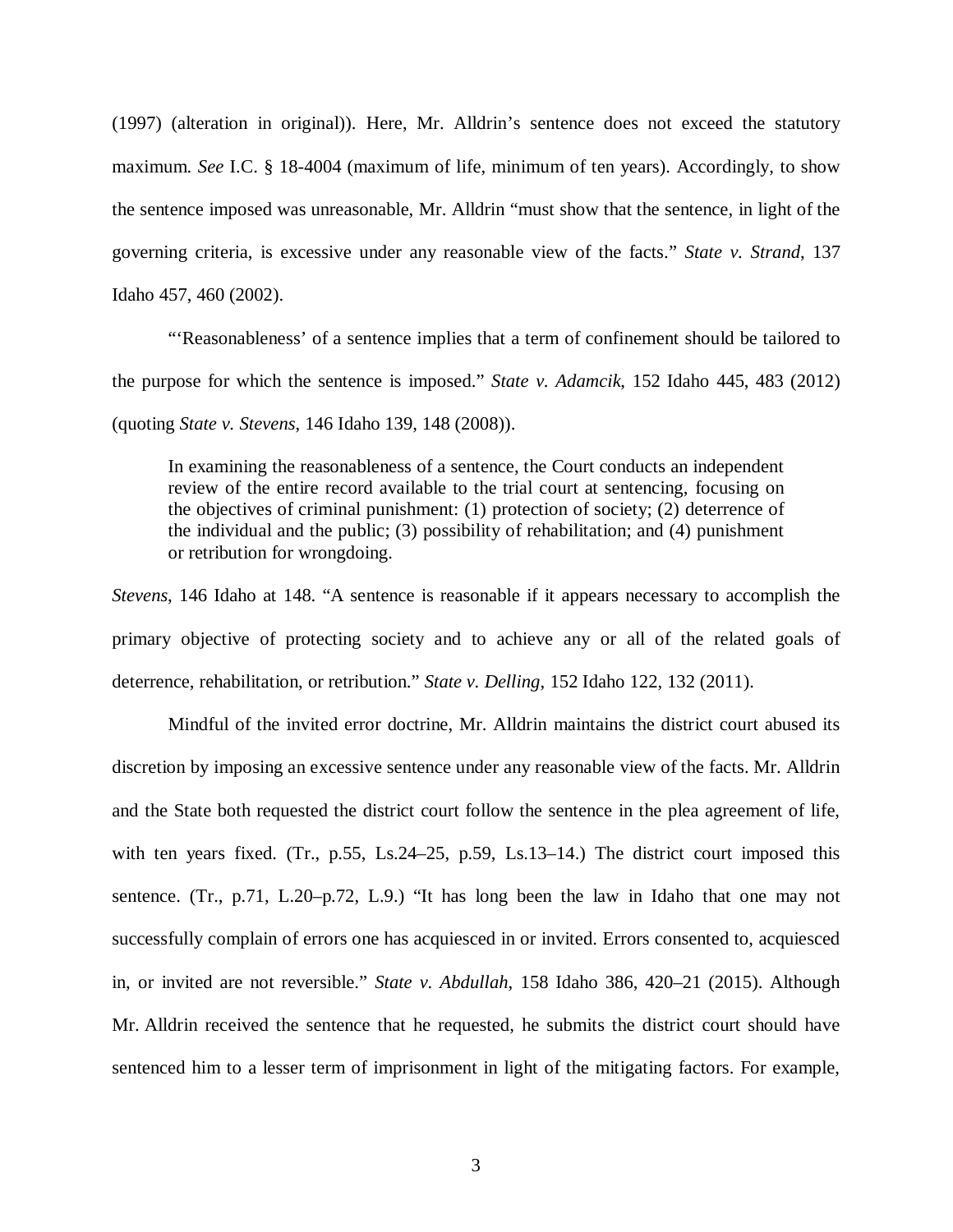(1997) (alteration in original)). Here, Mr. Alldrin's sentence does not exceed the statutory maximum. *See* I.C. § 18-4004 (maximum of life, minimum of ten years). Accordingly, to show the sentence imposed was unreasonable, Mr. Alldrin "must show that the sentence, in light of the governing criteria, is excessive under any reasonable view of the facts." *State v. Strand*, 137 Idaho 457, 460 (2002).

"'Reasonableness' of a sentence implies that a term of confinement should be tailored to the purpose for which the sentence is imposed." *State v. Adamcik*, 152 Idaho 445, 483 (2012) (quoting *State v. Stevens*, 146 Idaho 139, 148 (2008)).

> In examining the reasonableness of a sentence, the Court conducts an independent review of the entire record available to the trial court at sentencing, focusing on the objectives of criminal punishment: (1) protection of society; (2) deterrence of the individual and the public; (3) possibility of rehabilitation; and (4) punishment or retribution for wrongdoing.

*Stevens*, 146 Idaho at 148. "A sentence is reasonable if it appears necessary to accomplish the primary objective of protecting society and to achieve any or all of the related goals of deterrence, rehabilitation, or retribution." *State v. Delling*, 152 Idaho 122, 132 (2011).

Mindful of the invited error doctrine, Mr. Alldrin maintains the district court abused its discretion by imposing an excessive sentence under any reasonable view of the facts. Mr. Alldrin and the State both requested the district court follow the sentence in the plea agreement of life, with ten years fixed. (Tr., p.55, Ls.24–25, p.59, Ls.13–14.) The district court imposed this sentence. (Tr., p.71, L.20–p.72, L.9.) "It has long been the law in Idaho that one may not successfully complain of errors one has acquiesced in or invited. Errors consented to, acquiesced in, or invited are not reversible." *State v. Abdullah*, 158 Idaho 386, 420–21 (2015). Although Mr. Alldrin received the sentence that he requested, he submits the district court should have sentenced him to a lesser term of imprisonment in light of the mitigating factors. For example,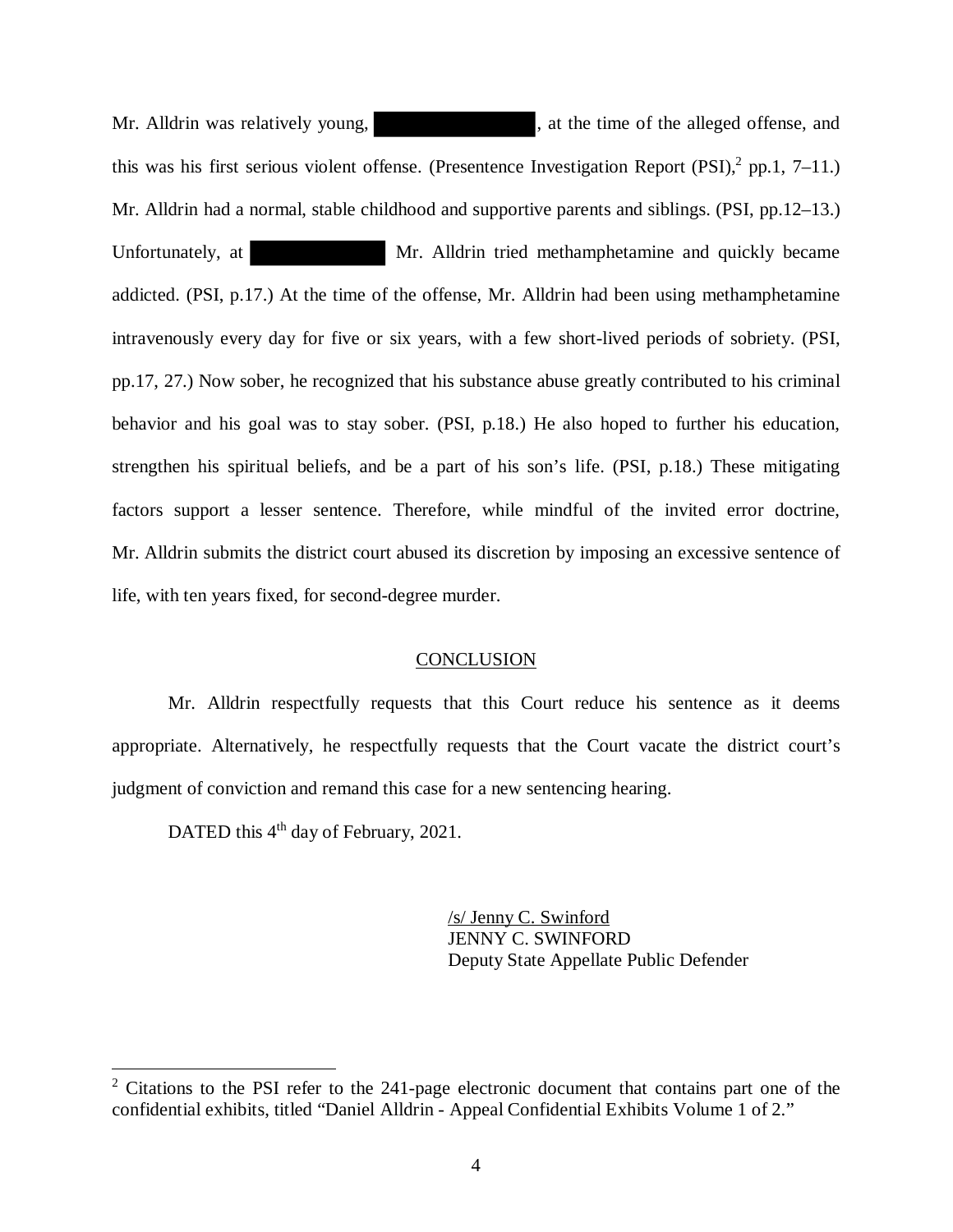Mr. Alldrin was relatively young, ██████████, at the time of the alleged offense, and this was his first serious violent offense. (Presentence Investigation Report (PSI),[2] pp.1, 7–11.) Mr. Alldrin had a normal, stable childhood and supportive parents and siblings. (PSI, pp.12–13.) Unfortunately, at ██████████ Mr. Alldrin tried methamphetamine and quickly became addicted. (PSI, p.17.) At the time of the offense, Mr. Alldrin had been using methamphetamine intravenously every day for five or six years, with a few short-lived periods of sobriety. (PSI, pp.17, 27.) Now sober, he recognized that his substance abuse greatly contributed to his criminal behavior and his goal was to stay sober. (PSI, p.18.) He also hoped to further his education, strengthen his spiritual beliefs, and be a part of his son's life. (PSI, p.18.) These mitigating factors support a lesser sentence. Therefore, while mindful of the invited error doctrine, Mr. Alldrin submits the district court abused its discretion by imposing an excessive sentence of life, with ten years fixed, for second-degree murder.

## CONCLUSION

Mr. Alldrin respectfully requests that this Court reduce his sentence as it deems appropriate. Alternatively, he respectfully requests that the Court vacate the district court's judgment of conviction and remand this case for a new sentencing hearing.

DATED this 4th day of February, 2021.

/s/ Jenny C. Swinford
JENNY C. SWINFORD
Deputy State Appellate Public Defender

---

[2] Citations to the PSI refer to the 241-page electronic document that contains part one of the confidential exhibits, titled "Daniel Alldrin - Appeal Confidential Exhibits Volume 1 of 2."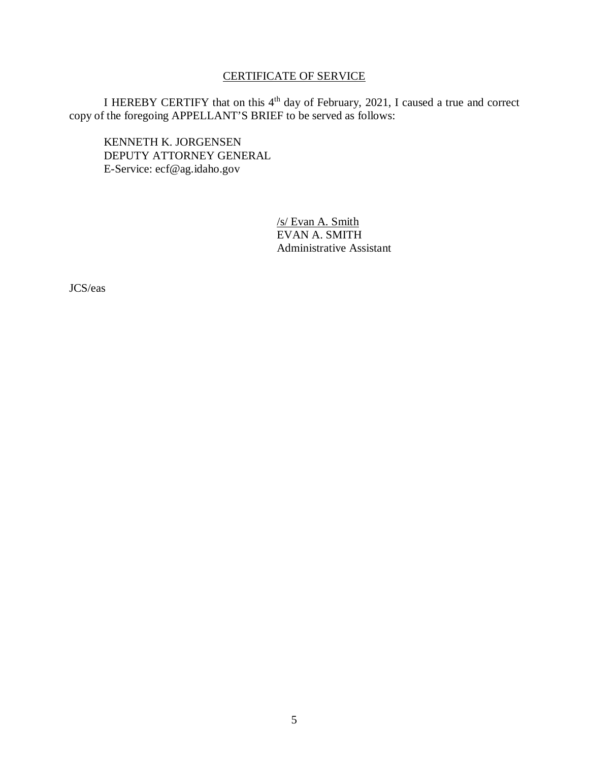## CERTIFICATE OF SERVICE

I HEREBY CERTIFY that on this 4th day of February, 2021, I caused a true and correct copy of the foregoing APPELLANT'S BRIEF to be served as follows:

KENNETH K. JORGENSEN
DEPUTY ATTORNEY GENERAL
E-Service: ecf@ag.idaho.gov

/s/ Evan A. Smith
EVAN A. SMITH
Administrative Assistant

JCS/eas